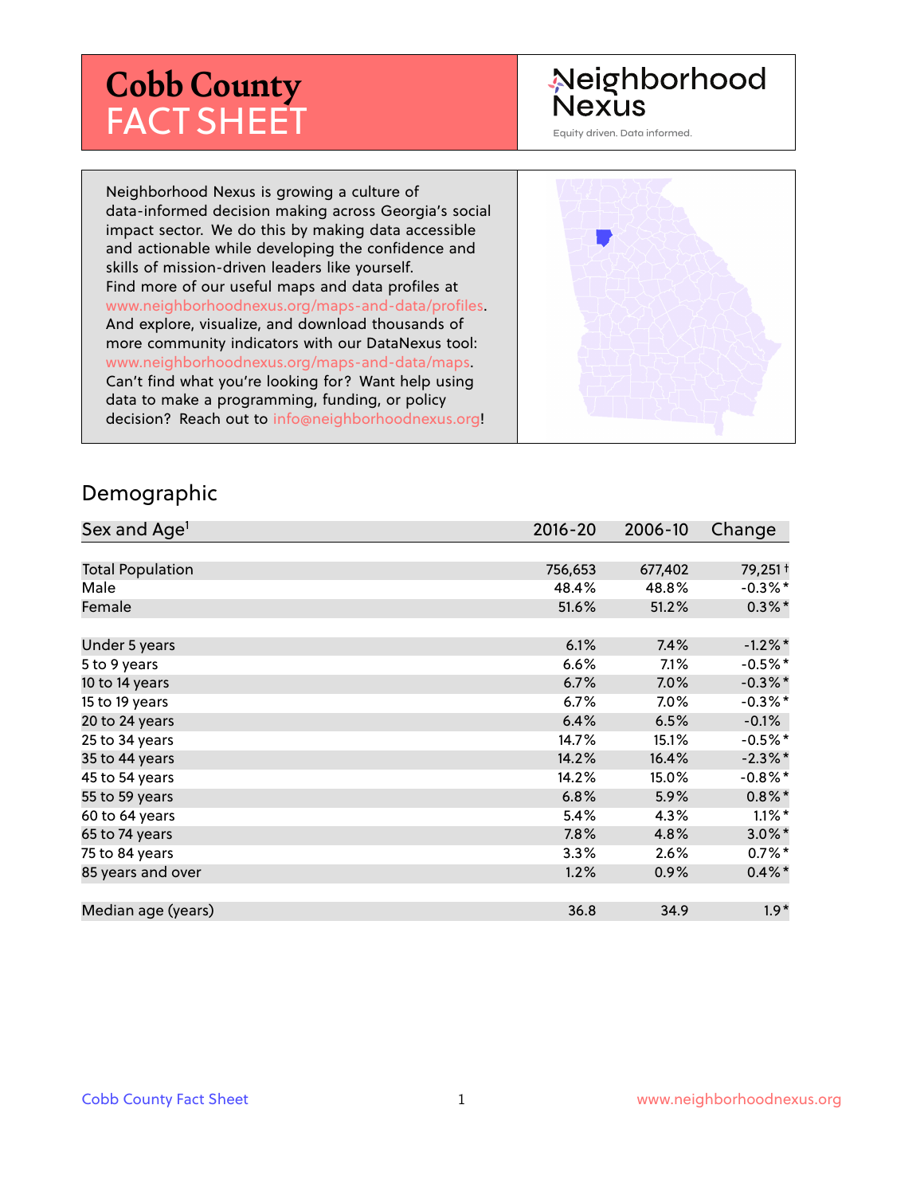# Cobb County FACT SHEET

Neighborhood Nexus

Equity driven. Data informed.

Neighborhood Nexus is growing a culture of data-informed decision making across Georgia's social impact sector. We do this by making data accessible and actionable while developing the confidence and skills of mission-driven leaders like yourself. Find more of our useful maps and data profiles at www.neighborhoodnexus.org/maps-and-data/profiles. And explore, visualize, and download thousands of more community indicators with our DataNexus tool: www.neighborhoodnexus.org/maps-and-data/maps. Can't find what you're looking for? Want help using data to make a programming, funding, or policy decision? Reach out to info@neighborhoodnexus.org!

## Demographic

| Sex and Age[1] | 2016-20 | 2006-10 | Change |
|---|---|---|---|
| Total Population | 756,653 | 677,402 | 79,251 † |
| Male | 48.4% | 48.8% | -0.3%* |
| Female | 51.6% | 51.2% | 0.3%* |
| | | | |
| Under 5 years | 6.1% | 7.4% | -1.2%* |
| 5 to 9 years | 6.6% | 7.1% | -0.5%* |
| 10 to 14 years | 6.7% | 7.0% | -0.3%* |
| 15 to 19 years | 6.7% | 7.0% | -0.3%* |
| 20 to 24 years | 6.4% | 6.5% | -0.1% |
| 25 to 34 years | 14.7% | 15.1% | -0.5%* |
| 35 to 44 years | 14.2% | 16.4% | -2.3%* |
| 45 to 54 years | 14.2% | 15.0% | -0.8%* |
| 55 to 59 years | 6.8% | 5.9% | 0.8%* |
| 60 to 64 years | 5.4% | 4.3% | 1.1%* |
| 65 to 74 years | 7.8% | 4.8% | 3.0%* |
| 75 to 84 years | 3.3% | 2.6% | 0.7%* |
| 85 years and over | 1.2% | 0.9% | 0.4%* |
| | | | |
| Median age (years) | 36.8 | 34.9 | 1.9* |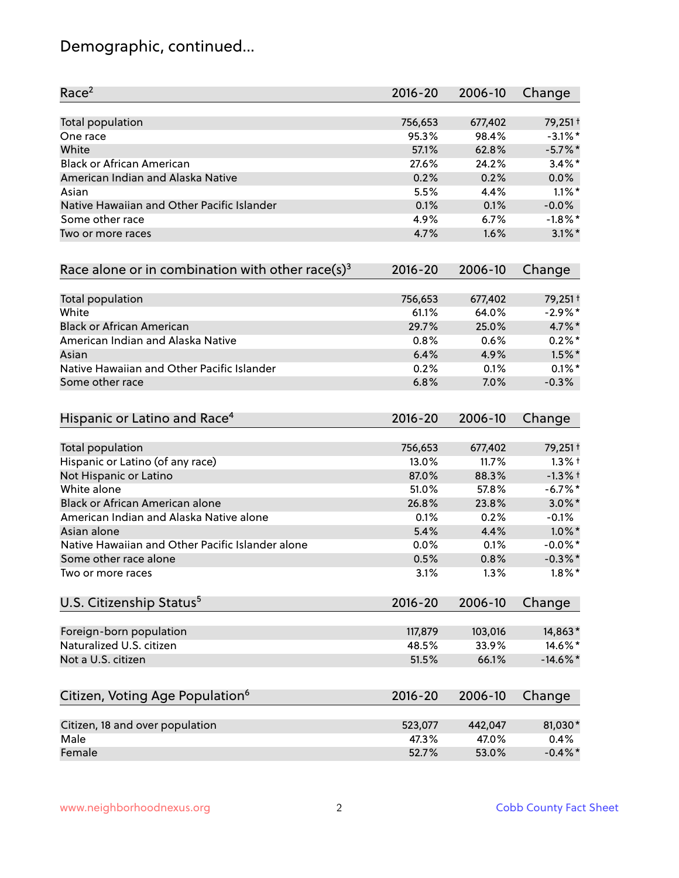# Demographic, continued...

| Race[2] | 2016-20 | 2006-10 | Change |
|---|---|---|---|
| Total population | 756,653 | 677,402 | 79,251† |
| One race | 95.3% | 98.4% | -3.1%* |
| White | 57.1% | 62.8% | -5.7%* |
| Black or African American | 27.6% | 24.2% | 3.4%* |
| American Indian and Alaska Native | 0.2% | 0.2% | 0.0% |
| Asian | 5.5% | 4.4% | 1.1%* |
| Native Hawaiian and Other Pacific Islander | 0.1% | 0.1% | -0.0% |
| Some other race | 4.9% | 6.7% | -1.8%* |
| Two or more races | 4.7% | 1.6% | 3.1%* |

| Race alone or in combination with other race(s)[3] | 2016-20 | 2006-10 | Change |
|---|---|---|---|
| Total population | 756,653 | 677,402 | 79,251† |
| White | 61.1% | 64.0% | -2.9%* |
| Black or African American | 29.7% | 25.0% | 4.7%* |
| American Indian and Alaska Native | 0.8% | 0.6% | 0.2%* |
| Asian | 6.4% | 4.9% | 1.5%* |
| Native Hawaiian and Other Pacific Islander | 0.2% | 0.1% | 0.1%* |
| Some other race | 6.8% | 7.0% | -0.3% |

| Hispanic or Latino and Race[4] | 2016-20 | 2006-10 | Change |
|---|---|---|---|
| Total population | 756,653 | 677,402 | 79,251† |
| Hispanic or Latino (of any race) | 13.0% | 11.7% | 1.3%† |
| Not Hispanic or Latino | 87.0% | 88.3% | -1.3%† |
| White alone | 51.0% | 57.8% | -6.7%* |
| Black or African American alone | 26.8% | 23.8% | 3.0%* |
| American Indian and Alaska Native alone | 0.1% | 0.2% | -0.1% |
| Asian alone | 5.4% | 4.4% | 1.0%* |
| Native Hawaiian and Other Pacific Islander alone | 0.0% | 0.1% | -0.0%* |
| Some other race alone | 0.5% | 0.8% | -0.3%* |
| Two or more races | 3.1% | 1.3% | 1.8%* |

| U.S. Citizenship Status[5] | 2016-20 | 2006-10 | Change |
|---|---|---|---|
| Foreign-born population | 117,879 | 103,016 | 14,863* |
| Naturalized U.S. citizen | 48.5% | 33.9% | 14.6%* |
| Not a U.S. citizen | 51.5% | 66.1% | -14.6%* |

| Citizen, Voting Age Population[6] | 2016-20 | 2006-10 | Change |
|---|---|---|---|
| Citizen, 18 and over population | 523,077 | 442,047 | 81,030* |
| Male | 47.3% | 47.0% | 0.4% |
| Female | 52.7% | 53.0% | -0.4%* |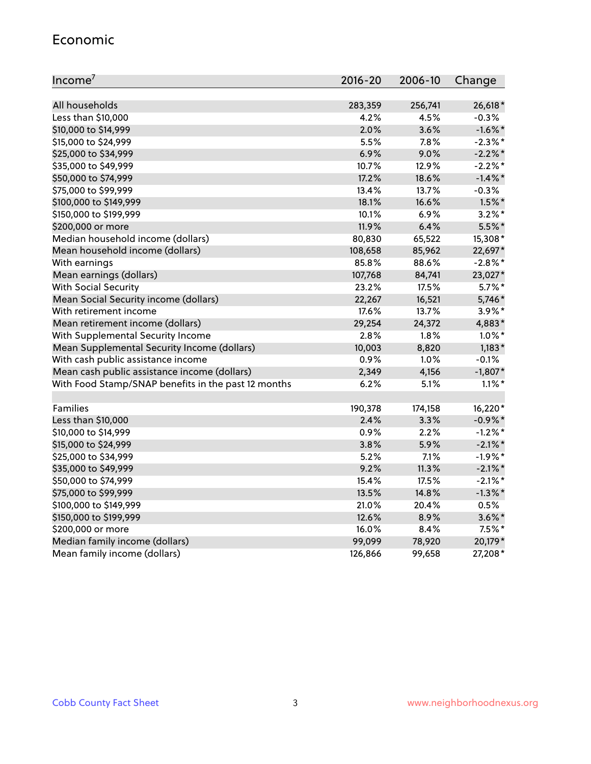## Economic

| Income[7] | 2016-20 | 2006-10 | Change |
|---|---|---|---|
| All households | 283,359 | 256,741 | 26,618* |
| Less than $10,000 | 4.2% | 4.5% | -0.3% |
| $10,000 to $14,999 | 2.0% | 3.6% | -1.6%* |
| $15,000 to $24,999 | 5.5% | 7.8% | -2.3%* |
| $25,000 to $34,999 | 6.9% | 9.0% | -2.2%* |
| $35,000 to $49,999 | 10.7% | 12.9% | -2.2%* |
| $50,000 to $74,999 | 17.2% | 18.6% | -1.4%* |
| $75,000 to $99,999 | 13.4% | 13.7% | -0.3% |
| $100,000 to $149,999 | 18.1% | 16.6% | 1.5%* |
| $150,000 to $199,999 | 10.1% | 6.9% | 3.2%* |
| $200,000 or more | 11.9% | 6.4% | 5.5%* |
| Median household income (dollars) | 80,830 | 65,522 | 15,308* |
| Mean household income (dollars) | 108,658 | 85,962 | 22,697* |
| With earnings | 85.8% | 88.6% | -2.8%* |
| Mean earnings (dollars) | 107,768 | 84,741 | 23,027* |
| With Social Security | 23.2% | 17.5% | 5.7%* |
| Mean Social Security income (dollars) | 22,267 | 16,521 | 5,746* |
| With retirement income | 17.6% | 13.7% | 3.9%* |
| Mean retirement income (dollars) | 29,254 | 24,372 | 4,883* |
| With Supplemental Security Income | 2.8% | 1.8% | 1.0%* |
| Mean Supplemental Security Income (dollars) | 10,003 | 8,820 | 1,183* |
| With cash public assistance income | 0.9% | 1.0% | -0.1% |
| Mean cash public assistance income (dollars) | 2,349 | 4,156 | -1,807* |
| With Food Stamp/SNAP benefits in the past 12 months | 6.2% | 5.1% | 1.1%* |
| | | | |
| Families | 190,378 | 174,158 | 16,220* |
| Less than $10,000 | 2.4% | 3.3% | -0.9%* |
| $10,000 to $14,999 | 0.9% | 2.2% | -1.2%* |
| $15,000 to $24,999 | 3.8% | 5.9% | -2.1%* |
| $25,000 to $34,999 | 5.2% | 7.1% | -1.9%* |
| $35,000 to $49,999 | 9.2% | 11.3% | -2.1%* |
| $50,000 to $74,999 | 15.4% | 17.5% | -2.1%* |
| $75,000 to $99,999 | 13.5% | 14.8% | -1.3%* |
| $100,000 to $149,999 | 21.0% | 20.4% | 0.5% |
| $150,000 to $199,999 | 12.6% | 8.9% | 3.6%* |
| $200,000 or more | 16.0% | 8.4% | 7.5%* |
| Median family income (dollars) | 99,099 | 78,920 | 20,179* |
| Mean family income (dollars) | 126,866 | 99,658 | 27,208* |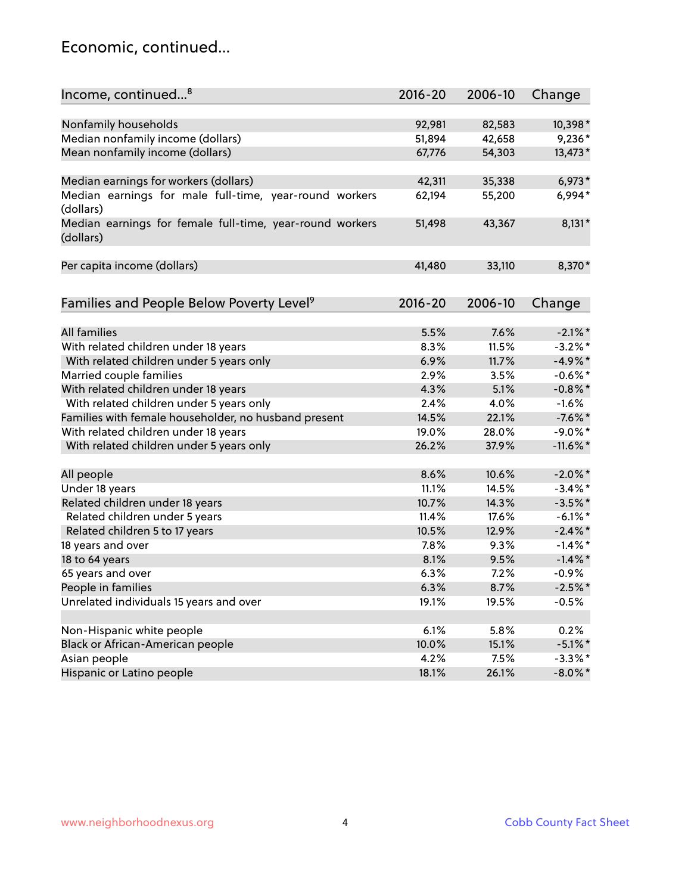# Economic, continued...

| Income, continued...[8] | 2016-20 | 2006-10 | Change |
|---|---|---|---|
| Nonfamily households | 92,981 | 82,583 | 10,398* |
| Median nonfamily income (dollars) | 51,894 | 42,658 | 9,236* |
| Mean nonfamily income (dollars) | 67,776 | 54,303 | 13,473* |
| Median earnings for workers (dollars) | 42,311 | 35,338 | 6,973* |
| Median earnings for male full-time, year-round workers (dollars) | 62,194 | 55,200 | 6,994* |
| Median earnings for female full-time, year-round workers (dollars) | 51,498 | 43,367 | 8,131* |
| Per capita income (dollars) | 41,480 | 33,110 | 8,370* |

| Families and People Below Poverty Level[9] | 2016-20 | 2006-10 | Change |
|---|---|---|---|
| All families | 5.5% | 7.6% | -2.1%* |
| With related children under 18 years | 8.3% | 11.5% | -3.2%* |
| With related children under 5 years only | 6.9% | 11.7% | -4.9%* |
| Married couple families | 2.9% | 3.5% | -0.6%* |
| With related children under 18 years | 4.3% | 5.1% | -0.8%* |
| With related children under 5 years only | 2.4% | 4.0% | -1.6% |
| Families with female householder, no husband present | 14.5% | 22.1% | -7.6%* |
| With related children under 18 years | 19.0% | 28.0% | -9.0%* |
| With related children under 5 years only | 26.2% | 37.9% | -11.6%* |
| All people | 8.6% | 10.6% | -2.0%* |
| Under 18 years | 11.1% | 14.5% | -3.4%* |
| Related children under 18 years | 10.7% | 14.3% | -3.5%* |
| Related children under 5 years | 11.4% | 17.6% | -6.1%* |
| Related children 5 to 17 years | 10.5% | 12.9% | -2.4%* |
| 18 years and over | 7.8% | 9.3% | -1.4%* |
| 18 to 64 years | 8.1% | 9.5% | -1.4%* |
| 65 years and over | 6.3% | 7.2% | -0.9% |
| People in families | 6.3% | 8.7% | -2.5%* |
| Unrelated individuals 15 years and over | 19.1% | 19.5% | -0.5% |
| Non-Hispanic white people | 6.1% | 5.8% | 0.2% |
| Black or African-American people | 10.0% | 15.1% | -5.1%* |
| Asian people | 4.2% | 7.5% | -3.3%* |
| Hispanic or Latino people | 18.1% | 26.1% | -8.0%* |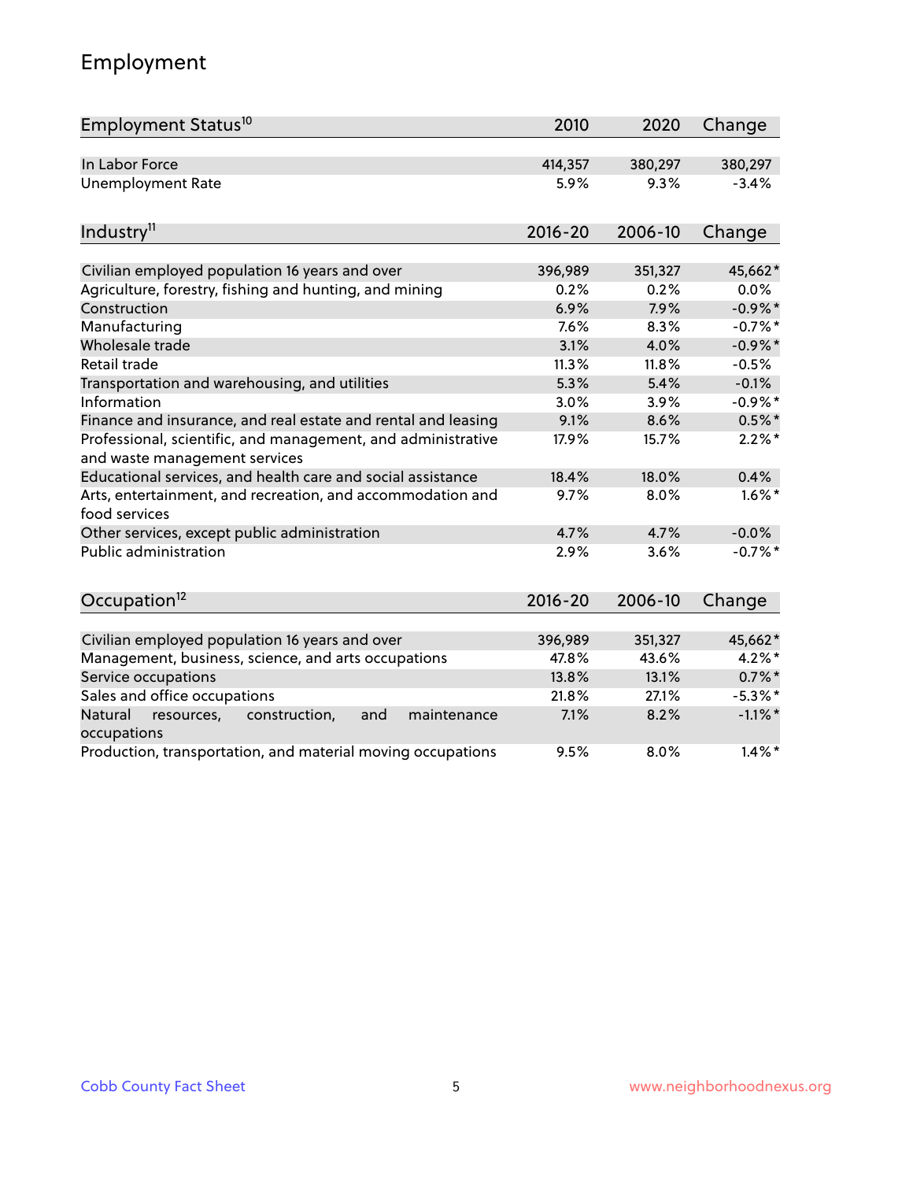## Employment

| Employment Status[10] | 2010 | 2020 | Change |
| --- | --- | --- | --- |
| In Labor Force | 414,357 | 380,297 | 380,297 |
| Unemployment Rate | 5.9% | 9.3% | -3.4% |

| Industry[11] | 2016-20 | 2006-10 | Change |
| --- | --- | --- | --- |
| Civilian employed population 16 years and over | 396,989 | 351,327 | 45,662* |
| Agriculture, forestry, fishing and hunting, and mining | 0.2% | 0.2% | 0.0% |
| Construction | 6.9% | 7.9% | -0.9%* |
| Manufacturing | 7.6% | 8.3% | -0.7%* |
| Wholesale trade | 3.1% | 4.0% | -0.9%* |
| Retail trade | 11.3% | 11.8% | -0.5% |
| Transportation and warehousing, and utilities | 5.3% | 5.4% | -0.1% |
| Information | 3.0% | 3.9% | -0.9%* |
| Finance and insurance, and real estate and rental and leasing | 9.1% | 8.6% | 0.5%* |
| Professional, scientific, and management, and administrative and waste management services | 17.9% | 15.7% | 2.2%* |
| Educational services, and health care and social assistance | 18.4% | 18.0% | 0.4% |
| Arts, entertainment, and recreation, and accommodation and food services | 9.7% | 8.0% | 1.6%* |
| Other services, except public administration | 4.7% | 4.7% | -0.0% |
| Public administration | 2.9% | 3.6% | -0.7%* |

| Occupation[12] | 2016-20 | 2006-10 | Change |
| --- | --- | --- | --- |
| Civilian employed population 16 years and over | 396,989 | 351,327 | 45,662* |
| Management, business, science, and arts occupations | 47.8% | 43.6% | 4.2%* |
| Service occupations | 13.8% | 13.1% | 0.7%* |
| Sales and office occupations | 21.8% | 27.1% | -5.3%* |
| Natural resources, construction, and maintenance occupations | 7.1% | 8.2% | -1.1%* |
| Production, transportation, and material moving occupations | 9.5% | 8.0% | 1.4%* |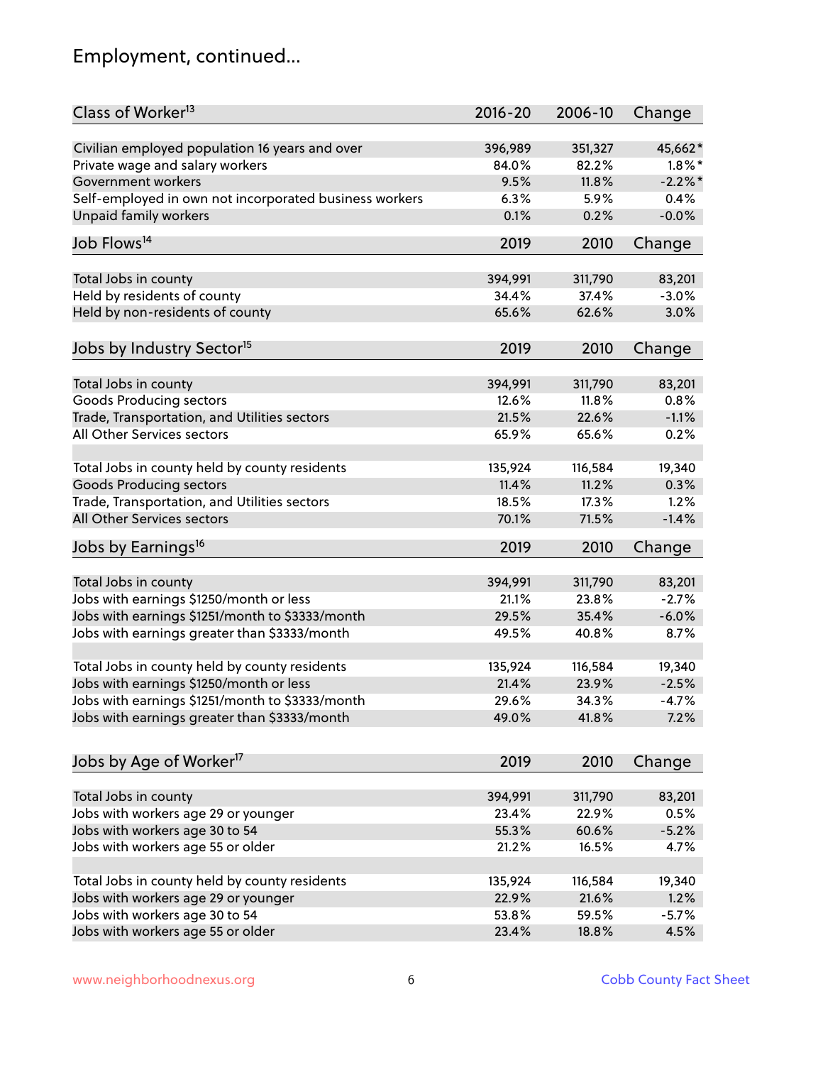# Employment, continued...

| Class of Worker[13] | 2016-20 | 2006-10 | Change |
|---|---|---|---|
| Civilian employed population 16 years and over | 396,989 | 351,327 | 45,662* |
| Private wage and salary workers | 84.0% | 82.2% | 1.8%* |
| Government workers | 9.5% | 11.8% | -2.2%* |
| Self-employed in own not incorporated business workers | 6.3% | 5.9% | 0.4% |
| Unpaid family workers | 0.1% | 0.2% | -0.0% |

| Job Flows[14] | 2019 | 2010 | Change |
|---|---|---|---|
| Total Jobs in county | 394,991 | 311,790 | 83,201 |
| Held by residents of county | 34.4% | 37.4% | -3.0% |
| Held by non-residents of county | 65.6% | 62.6% | 3.0% |

| Jobs by Industry Sector[15] | 2019 | 2010 | Change |
|---|---|---|---|
| Total Jobs in county | 394,991 | 311,790 | 83,201 |
| Goods Producing sectors | 12.6% | 11.8% | 0.8% |
| Trade, Transportation, and Utilities sectors | 21.5% | 22.6% | -1.1% |
| All Other Services sectors | 65.9% | 65.6% | 0.2% |
| | | | |
| Total Jobs in county held by county residents | 135,924 | 116,584 | 19,340 |
| Goods Producing sectors | 11.4% | 11.2% | 0.3% |
| Trade, Transportation, and Utilities sectors | 18.5% | 17.3% | 1.2% |
| All Other Services sectors | 70.1% | 71.5% | -1.4% |

| Jobs by Earnings[16] | 2019 | 2010 | Change |
|---|---|---|---|
| Total Jobs in county | 394,991 | 311,790 | 83,201 |
| Jobs with earnings $1250/month or less | 21.1% | 23.8% | -2.7% |
| Jobs with earnings $1251/month to $3333/month | 29.5% | 35.4% | -6.0% |
| Jobs with earnings greater than $3333/month | 49.5% | 40.8% | 8.7% |
| | | | |
| Total Jobs in county held by county residents | 135,924 | 116,584 | 19,340 |
| Jobs with earnings $1250/month or less | 21.4% | 23.9% | -2.5% |
| Jobs with earnings $1251/month to $3333/month | 29.6% | 34.3% | -4.7% |
| Jobs with earnings greater than $3333/month | 49.0% | 41.8% | 7.2% |

| Jobs by Age of Worker[17] | 2019 | 2010 | Change |
|---|---|---|---|
| Total Jobs in county | 394,991 | 311,790 | 83,201 |
| Jobs with workers age 29 or younger | 23.4% | 22.9% | 0.5% |
| Jobs with workers age 30 to 54 | 55.3% | 60.6% | -5.2% |
| Jobs with workers age 55 or older | 21.2% | 16.5% | 4.7% |
| | | | |
| Total Jobs in county held by county residents | 135,924 | 116,584 | 19,340 |
| Jobs with workers age 29 or younger | 22.9% | 21.6% | 1.2% |
| Jobs with workers age 30 to 54 | 53.8% | 59.5% | -5.7% |
| Jobs with workers age 55 or older | 23.4% | 18.8% | 4.5% |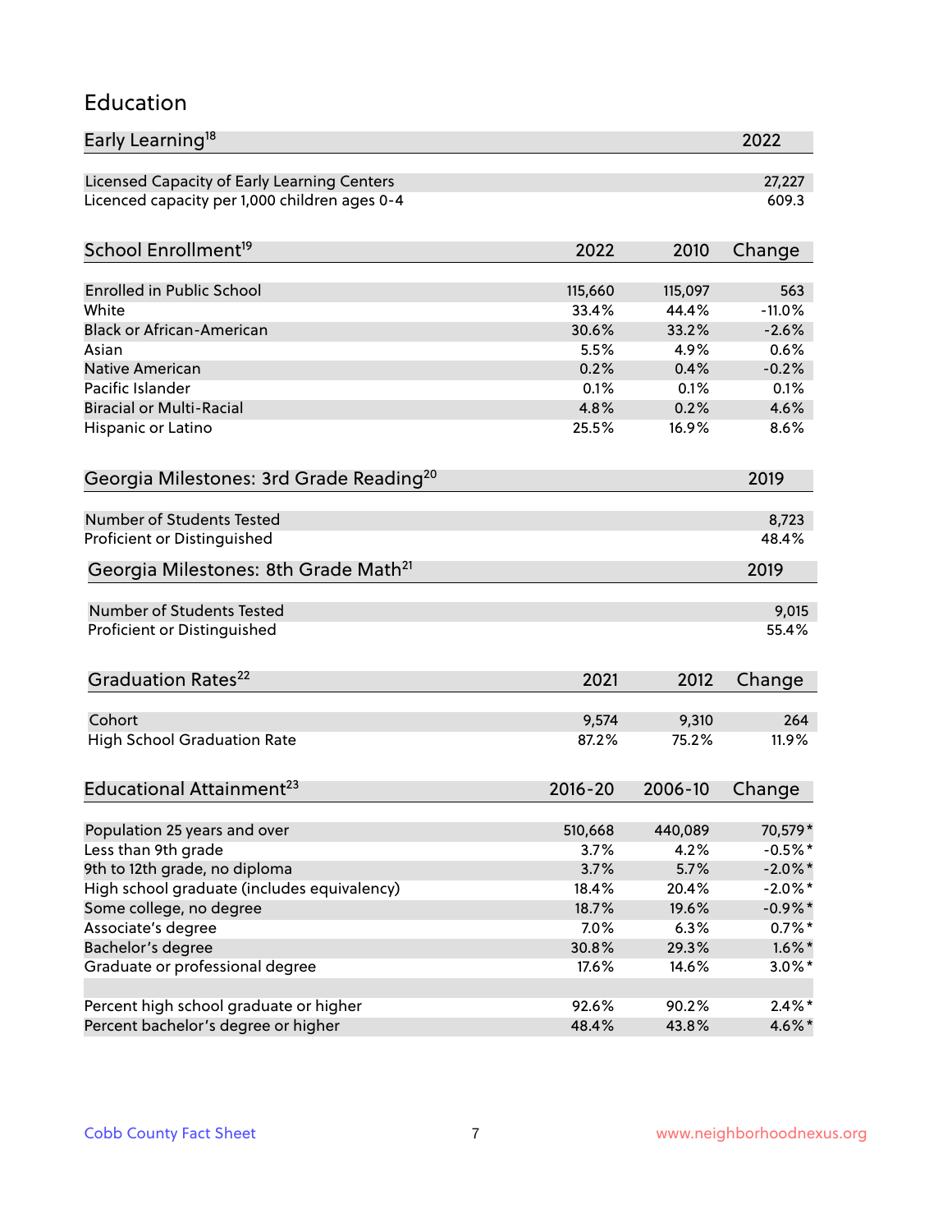## Education

| Early Learning[18] | 2022 |
|---|---|
| Licensed Capacity of Early Learning Centers | 27,227 |
| Licenced capacity per 1,000 children ages 0-4 | 609.3 |

| School Enrollment[19] | 2022 | 2010 | Change |
|---|---|---|---|
| Enrolled in Public School | 115,660 | 115,097 | 563 |
| White | 33.4% | 44.4% | -11.0% |
| Black or African-American | 30.6% | 33.2% | -2.6% |
| Asian | 5.5% | 4.9% | 0.6% |
| Native American | 0.2% | 0.4% | -0.2% |
| Pacific Islander | 0.1% | 0.1% | 0.1% |
| Biracial or Multi-Racial | 4.8% | 0.2% | 4.6% |
| Hispanic or Latino | 25.5% | 16.9% | 8.6% |

| Georgia Milestones: 3rd Grade Reading[20] | 2019 |
|---|---|
| Number of Students Tested | 8,723 |
| Proficient or Distinguished | 48.4% |

| Georgia Milestones: 8th Grade Math[21] | 2019 |
|---|---|
| Number of Students Tested | 9,015 |
| Proficient or Distinguished | 55.4% |

| Graduation Rates[22] | 2021 | 2012 | Change |
|---|---|---|---|
| Cohort | 9,574 | 9,310 | 264 |
| High School Graduation Rate | 87.2% | 75.2% | 11.9% |

| Educational Attainment[23] | 2016-20 | 2006-10 | Change |
|---|---|---|---|
| Population 25 years and over | 510,668 | 440,089 | 70,579* |
| Less than 9th grade | 3.7% | 4.2% | -0.5%* |
| 9th to 12th grade, no diploma | 3.7% | 5.7% | -2.0%* |
| High school graduate (includes equivalency) | 18.4% | 20.4% | -2.0%* |
| Some college, no degree | 18.7% | 19.6% | -0.9%* |
| Associate's degree | 7.0% | 6.3% | 0.7%* |
| Bachelor's degree | 30.8% | 29.3% | 1.6%* |
| Graduate or professional degree | 17.6% | 14.6% | 3.0%* |
| | | | |
| Percent high school graduate or higher | 92.6% | 90.2% | 2.4%* |
| Percent bachelor's degree or higher | 48.4% | 43.8% | 4.6%* |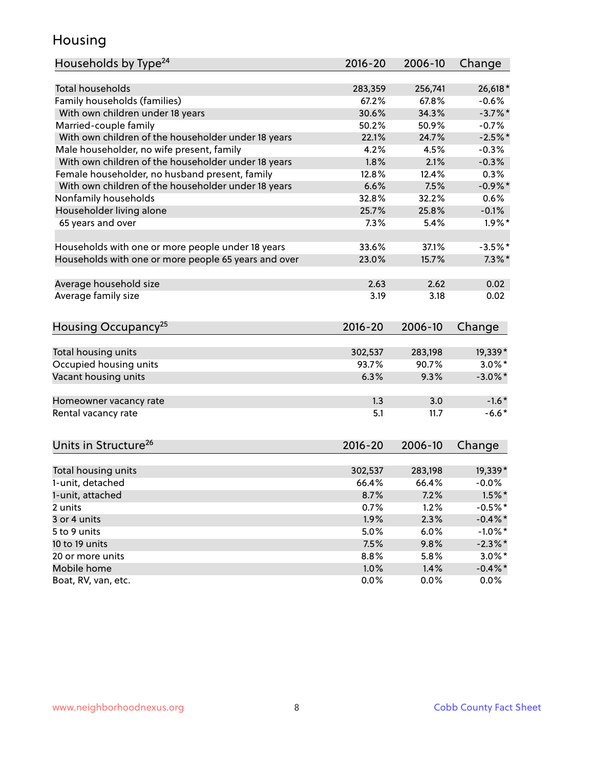# Housing

| Households by Type[24] | 2016-20 | 2006-10 | Change |
|---|---|---|---|
| Total households | 283,359 | 256,741 | 26,618* |
| Family households (families) | 67.2% | 67.8% | -0.6% |
| With own children under 18 years | 30.6% | 34.3% | -3.7%* |
| Married-couple family | 50.2% | 50.9% | -0.7% |
| With own children of the householder under 18 years | 22.1% | 24.7% | -2.5%* |
| Male householder, no wife present, family | 4.2% | 4.5% | -0.3% |
| With own children of the householder under 18 years | 1.8% | 2.1% | -0.3% |
| Female householder, no husband present, family | 12.8% | 12.4% | 0.3% |
| With own children of the householder under 18 years | 6.6% | 7.5% | -0.9%* |
| Nonfamily households | 32.8% | 32.2% | 0.6% |
| Householder living alone | 25.7% | 25.8% | -0.1% |
| 65 years and over | 7.3% | 5.4% | 1.9%* |
| | | | |
| Households with one or more people under 18 years | 33.6% | 37.1% | -3.5%* |
| Households with one or more people 65 years and over | 23.0% | 15.7% | 7.3%* |
| | | | |
| Average household size | 2.63 | 2.62 | 0.02 |
| Average family size | 3.19 | 3.18 | 0.02 |

| Housing Occupancy[25] | 2016-20 | 2006-10 | Change |
|---|---|---|---|
| Total housing units | 302,537 | 283,198 | 19,339* |
| Occupied housing units | 93.7% | 90.7% | 3.0%* |
| Vacant housing units | 6.3% | 9.3% | -3.0%* |
| | | | |
| Homeowner vacancy rate | 1.3 | 3.0 | -1.6* |
| Rental vacancy rate | 5.1 | 11.7 | -6.6* |

| Units in Structure[26] | 2016-20 | 2006-10 | Change |
|---|---|---|---|
| Total housing units | 302,537 | 283,198 | 19,339* |
| 1-unit, detached | 66.4% | 66.4% | -0.0% |
| 1-unit, attached | 8.7% | 7.2% | 1.5%* |
| 2 units | 0.7% | 1.2% | -0.5%* |
| 3 or 4 units | 1.9% | 2.3% | -0.4%* |
| 5 to 9 units | 5.0% | 6.0% | -1.0%* |
| 10 to 19 units | 7.5% | 9.8% | -2.3%* |
| 20 or more units | 8.8% | 5.8% | 3.0%* |
| Mobile home | 1.0% | 1.4% | -0.4%* |
| Boat, RV, van, etc. | 0.0% | 0.0% | 0.0% |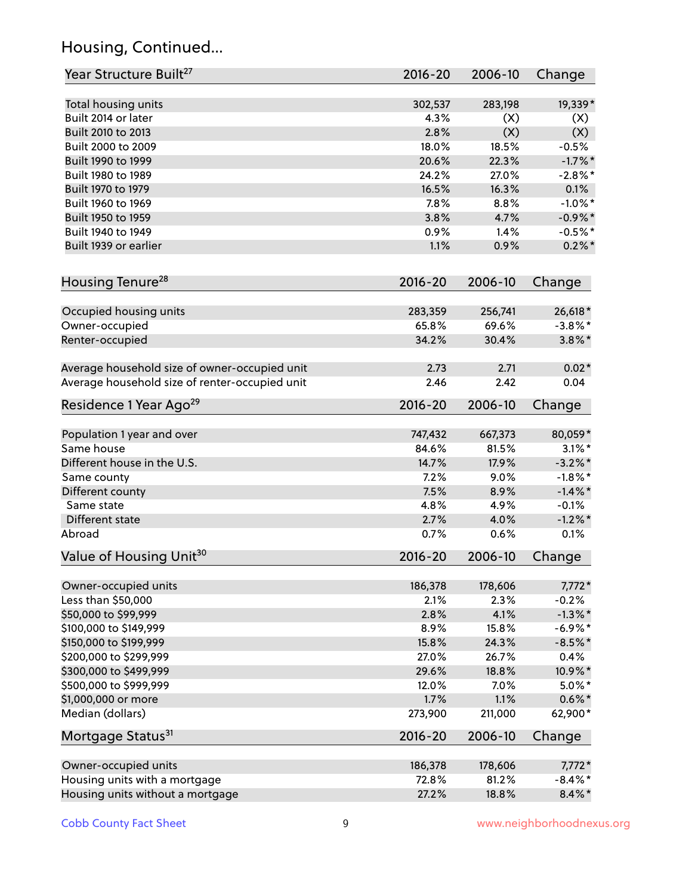# Housing, Continued...

| Year Structure Built[27] | 2016-20 | 2006-10 | Change |
|---|---|---|---|
| Total housing units | 302,537 | 283,198 | 19,339* |
| Built 2014 or later | 4.3% | (X) | (X) |
| Built 2010 to 2013 | 2.8% | (X) | (X) |
| Built 2000 to 2009 | 18.0% | 18.5% | -0.5% |
| Built 1990 to 1999 | 20.6% | 22.3% | -1.7%* |
| Built 1980 to 1989 | 24.2% | 27.0% | -2.8%* |
| Built 1970 to 1979 | 16.5% | 16.3% | 0.1% |
| Built 1960 to 1969 | 7.8% | 8.8% | -1.0%* |
| Built 1950 to 1959 | 3.8% | 4.7% | -0.9%* |
| Built 1940 to 1949 | 0.9% | 1.4% | -0.5%* |
| Built 1939 or earlier | 1.1% | 0.9% | 0.2%* |

| Housing Tenure[28] | 2016-20 | 2006-10 | Change |
|---|---|---|---|
| Occupied housing units | 283,359 | 256,741 | 26,618* |
| Owner-occupied | 65.8% | 69.6% | -3.8%* |
| Renter-occupied | 34.2% | 30.4% | 3.8%* |
| Average household size of owner-occupied unit | 2.73 | 2.71 | 0.02* |
| Average household size of renter-occupied unit | 2.46 | 2.42 | 0.04 |

| Residence 1 Year Ago[29] | 2016-20 | 2006-10 | Change |
|---|---|---|---|
| Population 1 year and over | 747,432 | 667,373 | 80,059* |
| Same house | 84.6% | 81.5% | 3.1%* |
| Different house in the U.S. | 14.7% | 17.9% | -3.2%* |
| Same county | 7.2% | 9.0% | -1.8%* |
| Different county | 7.5% | 8.9% | -1.4%* |
| Same state | 4.8% | 4.9% | -0.1% |
| Different state | 2.7% | 4.0% | -1.2%* |
| Abroad | 0.7% | 0.6% | 0.1% |

| Value of Housing Unit[30] | 2016-20 | 2006-10 | Change |
|---|---|---|---|
| Owner-occupied units | 186,378 | 178,606 | 7,772* |
| Less than $50,000 | 2.1% | 2.3% | -0.2% |
| $50,000 to $99,999 | 2.8% | 4.1% | -1.3%* |
| $100,000 to $149,999 | 8.9% | 15.8% | -6.9%* |
| $150,000 to $199,999 | 15.8% | 24.3% | -8.5%* |
| $200,000 to $299,999 | 27.0% | 26.7% | 0.4% |
| $300,000 to $499,999 | 29.6% | 18.8% | 10.9%* |
| $500,000 to $999,999 | 12.0% | 7.0% | 5.0%* |
| $1,000,000 or more | 1.7% | 1.1% | 0.6%* |
| Median (dollars) | 273,900 | 211,000 | 62,900* |

| Mortgage Status[31] | 2016-20 | 2006-10 | Change |
|---|---|---|---|
| Owner-occupied units | 186,378 | 178,606 | 7,772* |
| Housing units with a mortgage | 72.8% | 81.2% | -8.4%* |
| Housing units without a mortgage | 27.2% | 18.8% | 8.4%* |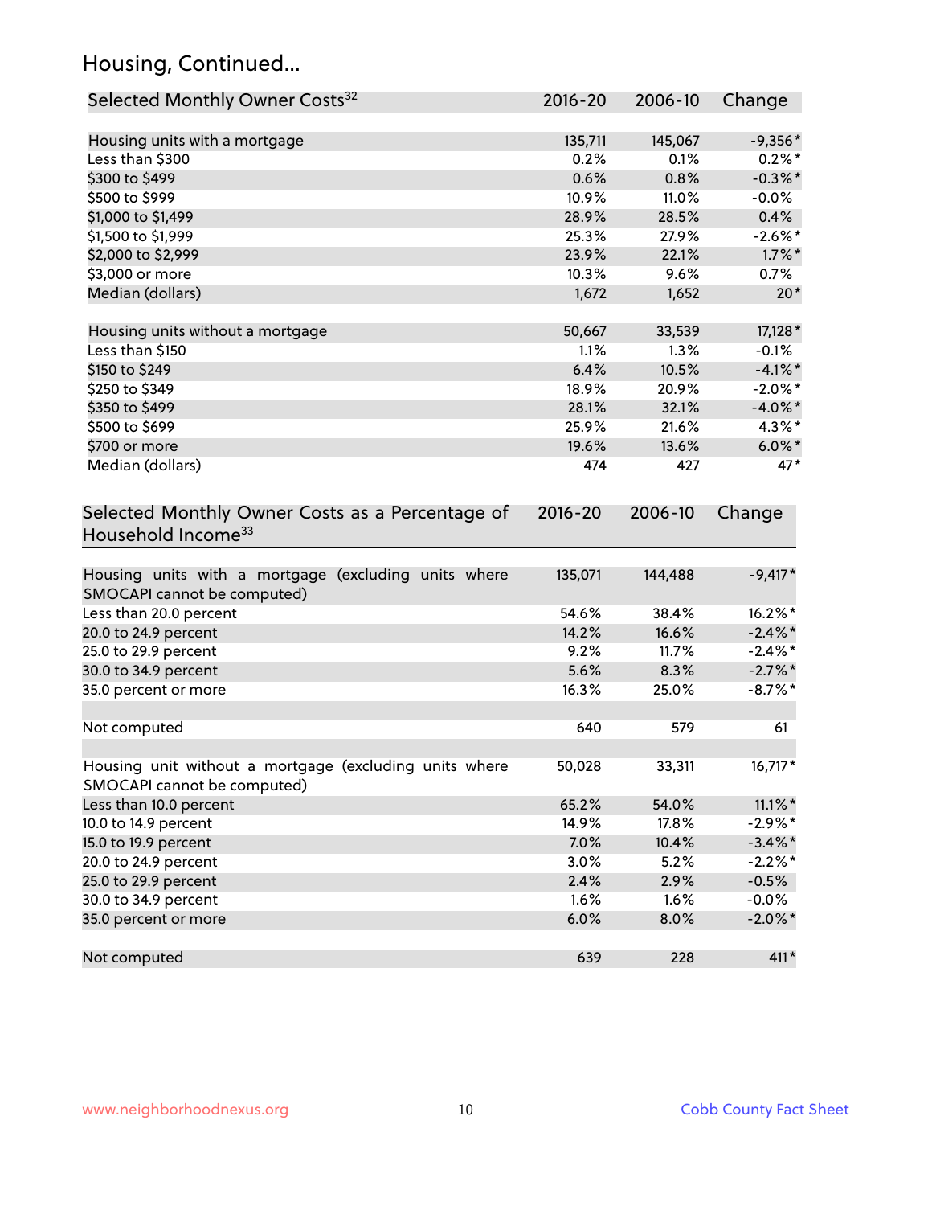## Housing, Continued...

| Selected Monthly Owner Costs[32] | 2016-20 | 2006-10 | Change |
|---|---|---|---|
| Housing units with a mortgage | 135,711 | 145,067 | -9,356* |
| Less than $300 | 0.2% | 0.1% | 0.2%* |
| $300 to $499 | 0.6% | 0.8% | -0.3%* |
| $500 to $999 | 10.9% | 11.0% | -0.0% |
| $1,000 to $1,499 | 28.9% | 28.5% | 0.4% |
| $1,500 to $1,999 | 25.3% | 27.9% | -2.6%* |
| $2,000 to $2,999 | 23.9% | 22.1% | 1.7%* |
| $3,000 or more | 10.3% | 9.6% | 0.7% |
| Median (dollars) | 1,672 | 1,652 | 20* |
| Housing units without a mortgage | 50,667 | 33,539 | 17,128* |
| Less than $150 | 1.1% | 1.3% | -0.1% |
| $150 to $249 | 6.4% | 10.5% | -4.1%* |
| $250 to $349 | 18.9% | 20.9% | -2.0%* |
| $350 to $499 | 28.1% | 32.1% | -4.0%* |
| $500 to $699 | 25.9% | 21.6% | 4.3%* |
| $700 or more | 19.6% | 13.6% | 6.0%* |
| Median (dollars) | 474 | 427 | 47* |

| Selected Monthly Owner Costs as a Percentage of Household Income[33] | 2016-20 | 2006-10 | Change |
|---|---|---|---|
| Housing units with a mortgage (excluding units where SMOCAPI cannot be computed) | 135,071 | 144,488 | -9,417* |
| Less than 20.0 percent | 54.6% | 38.4% | 16.2%* |
| 20.0 to 24.9 percent | 14.2% | 16.6% | -2.4%* |
| 25.0 to 29.9 percent | 9.2% | 11.7% | -2.4%* |
| 30.0 to 34.9 percent | 5.6% | 8.3% | -2.7%* |
| 35.0 percent or more | 16.3% | 25.0% | -8.7%* |
| Not computed | 640 | 579 | 61 |
| Housing unit without a mortgage (excluding units where SMOCAPI cannot be computed) | 50,028 | 33,311 | 16,717* |
| Less than 10.0 percent | 65.2% | 54.0% | 11.1%* |
| 10.0 to 14.9 percent | 14.9% | 17.8% | -2.9%* |
| 15.0 to 19.9 percent | 7.0% | 10.4% | -3.4%* |
| 20.0 to 24.9 percent | 3.0% | 5.2% | -2.2%* |
| 25.0 to 29.9 percent | 2.4% | 2.9% | -0.5% |
| 30.0 to 34.9 percent | 1.6% | 1.6% | -0.0% |
| 35.0 percent or more | 6.0% | 8.0% | -2.0%* |
| Not computed | 639 | 228 | 411* |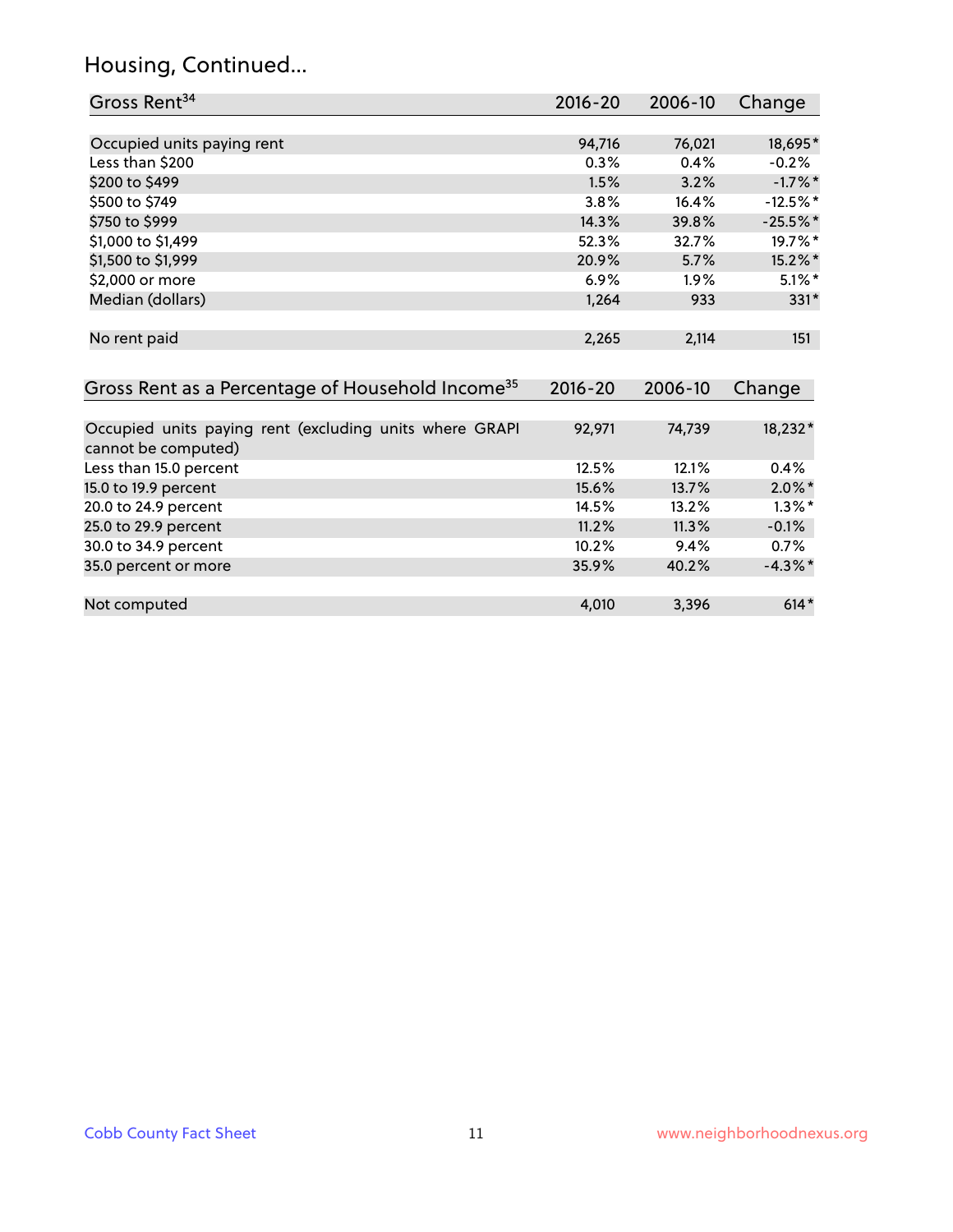# Housing, Continued...

| Gross Rent[34] | 2016-20 | 2006-10 | Change |
|---|---|---|---|
| Occupied units paying rent | 94,716 | 76,021 | 18,695* |
| Less than $200 | 0.3% | 0.4% | -0.2% |
| $200 to $499 | 1.5% | 3.2% | -1.7%* |
| $500 to $749 | 3.8% | 16.4% | -12.5%* |
| $750 to $999 | 14.3% | 39.8% | -25.5%* |
| $1,000 to $1,499 | 52.3% | 32.7% | 19.7%* |
| $1,500 to $1,999 | 20.9% | 5.7% | 15.2%* |
| $2,000 or more | 6.9% | 1.9% | 5.1%* |
| Median (dollars) | 1,264 | 933 | 331* |
| No rent paid | 2,265 | 2,114 | 151 |

| Gross Rent as a Percentage of Household Income[35] | 2016-20 | 2006-10 | Change |
|---|---|---|---|
| Occupied units paying rent (excluding units where GRAPI cannot be computed) | 92,971 | 74,739 | 18,232* |
| Less than 15.0 percent | 12.5% | 12.1% | 0.4% |
| 15.0 to 19.9 percent | 15.6% | 13.7% | 2.0%* |
| 20.0 to 24.9 percent | 14.5% | 13.2% | 1.3%* |
| 25.0 to 29.9 percent | 11.2% | 11.3% | -0.1% |
| 30.0 to 34.9 percent | 10.2% | 9.4% | 0.7% |
| 35.0 percent or more | 35.9% | 40.2% | -4.3%* |
| Not computed | 4,010 | 3,396 | 614* |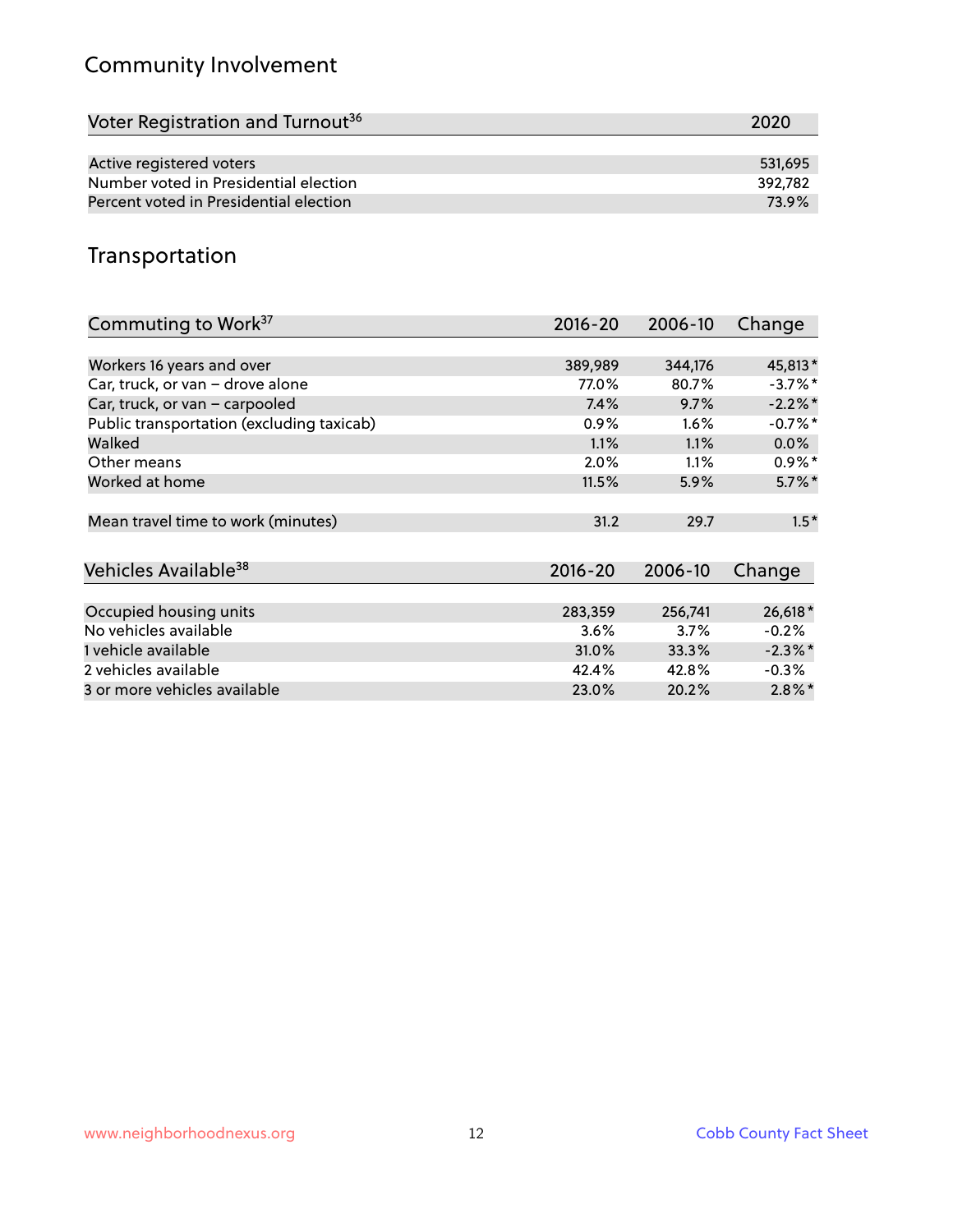## Community Involvement

| Voter Registration and Turnout[36] | 2020 |
|---|---|
| Active registered voters | 531,695 |
| Number voted in Presidential election | 392,782 |
| Percent voted in Presidential election | 73.9% |

## Transportation

| Commuting to Work[37] | 2016-20 | 2006-10 | Change |
|---|---|---|---|
| Workers 16 years and over | 389,989 | 344,176 | 45,813* |
| Car, truck, or van – drove alone | 77.0% | 80.7% | -3.7%* |
| Car, truck, or van – carpooled | 7.4% | 9.7% | -2.2%* |
| Public transportation (excluding taxicab) | 0.9% | 1.6% | -0.7%* |
| Walked | 1.1% | 1.1% | 0.0% |
| Other means | 2.0% | 1.1% | 0.9%* |
| Worked at home | 11.5% | 5.9% | 5.7%* |
| Mean travel time to work (minutes) | 31.2 | 29.7 | 1.5* |

| Vehicles Available[38] | 2016-20 | 2006-10 | Change |
|---|---|---|---|
| Occupied housing units | 283,359 | 256,741 | 26,618* |
| No vehicles available | 3.6% | 3.7% | -0.2% |
| 1 vehicle available | 31.0% | 33.3% | -2.3%* |
| 2 vehicles available | 42.4% | 42.8% | -0.3% |
| 3 or more vehicles available | 23.0% | 20.2% | 2.8%* |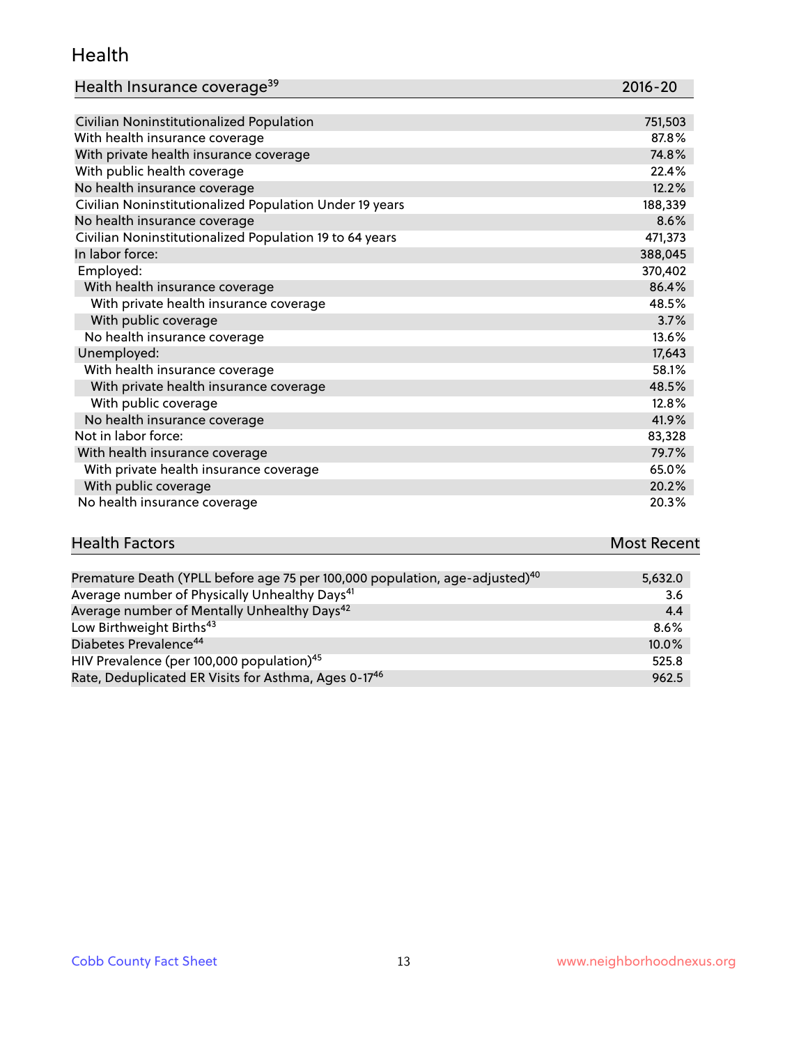## Health

| Health Insurance coverage[39] | 2016-20 |
|---|---|
| Civilian Noninstitutionalized Population | 751,503 |
| With health insurance coverage | 87.8% |
| With private health insurance coverage | 74.8% |
| With public health coverage | 22.4% |
| No health insurance coverage | 12.2% |
| Civilian Noninstitutionalized Population Under 19 years | 188,339 |
| No health insurance coverage | 8.6% |
| Civilian Noninstitutionalized Population 19 to 64 years | 471,373 |
| In labor force: | 388,045 |
| Employed: | 370,402 |
| With health insurance coverage | 86.4% |
| With private health insurance coverage | 48.5% |
| With public coverage | 3.7% |
| No health insurance coverage | 13.6% |
| Unemployed: | 17,643 |
| With health insurance coverage | 58.1% |
| With private health insurance coverage | 48.5% |
| With public coverage | 12.8% |
| No health insurance coverage | 41.9% |
| Not in labor force: | 83,328 |
| With health insurance coverage | 79.7% |
| With private health insurance coverage | 65.0% |
| With public coverage | 20.2% |
| No health insurance coverage | 20.3% |

| Health Factors | Most Recent |
|---|---|
| Premature Death (YPLL before age 75 per 100,000 population, age-adjusted)[40] | 5,632.0 |
| Average number of Physically Unhealthy Days[41] | 3.6 |
| Average number of Mentally Unhealthy Days[42] | 4.4 |
| Low Birthweight Births[43] | 8.6% |
| Diabetes Prevalence[44] | 10.0% |
| HIV Prevalence (per 100,000 population)[45] | 525.8 |
| Rate, Deduplicated ER Visits for Asthma, Ages 0-17[46] | 962.5 |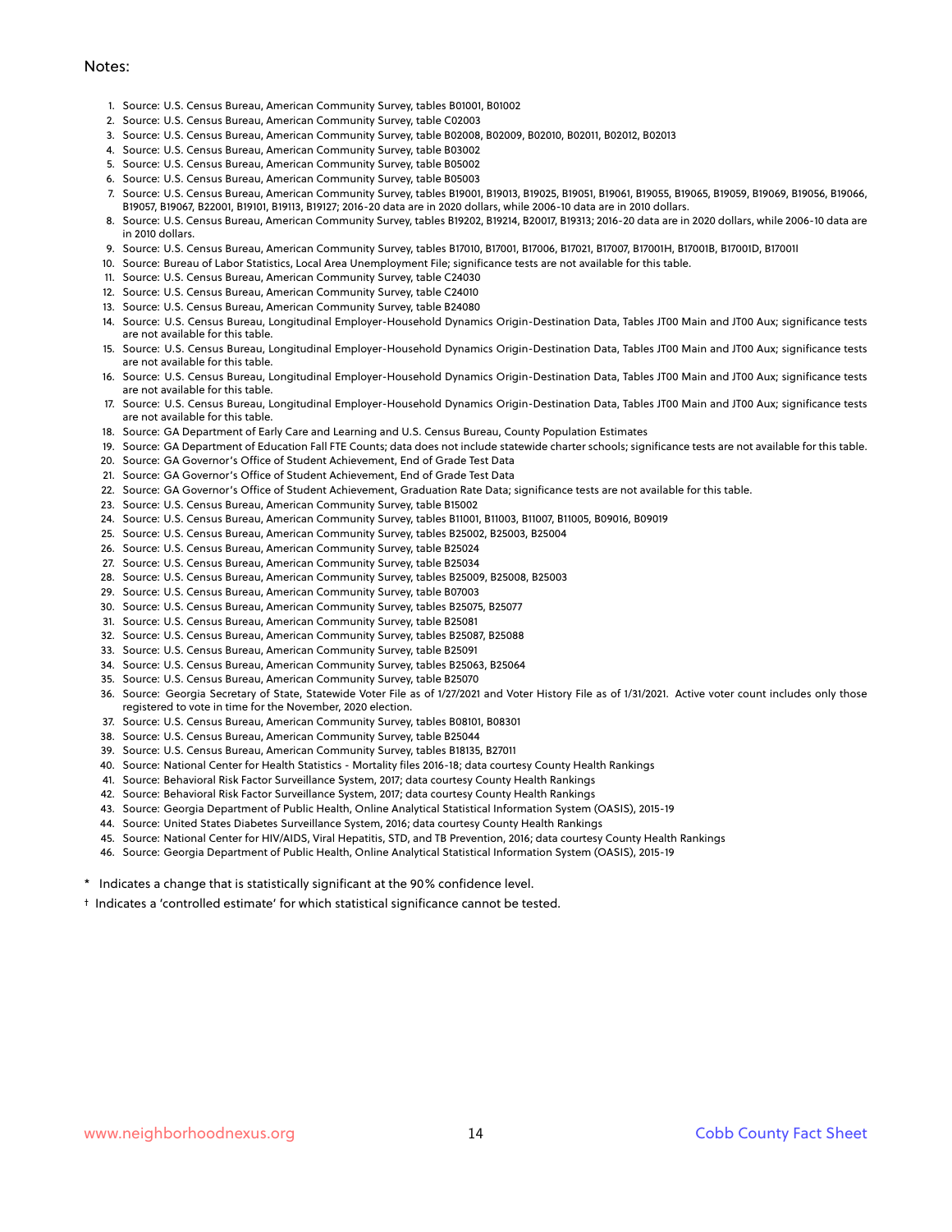Notes:

1. Source: U.S. Census Bureau, American Community Survey, tables B01001, B01002
2. Source: U.S. Census Bureau, American Community Survey, table C02003
3. Source: U.S. Census Bureau, American Community Survey, table B02008, B02009, B02010, B02011, B02012, B02013
4. Source: U.S. Census Bureau, American Community Survey, table B03002
5. Source: U.S. Census Bureau, American Community Survey, table B05002
6. Source: U.S. Census Bureau, American Community Survey, table B05003
7. Source: U.S. Census Bureau, American Community Survey, tables B19001, B19013, B19025, B19051, B19061, B19055, B19065, B19059, B19069, B19056, B19066, B19057, B19067, B22001, B19101, B19113, B19127; 2016-20 data are in 2020 dollars, while 2006-10 data are in 2010 dollars.
8. Source: U.S. Census Bureau, American Community Survey, tables B19202, B19214, B20017, B19313; 2016-20 data are in 2020 dollars, while 2006-10 data are in 2010 dollars.
9. Source: U.S. Census Bureau, American Community Survey, tables B17010, B17001, B17006, B17021, B17007, B17001H, B17001B, B17001D, B17001I
10. Source: Bureau of Labor Statistics, Local Area Unemployment File; significance tests are not available for this table.
11. Source: U.S. Census Bureau, American Community Survey, table C24030
12. Source: U.S. Census Bureau, American Community Survey, table C24010
13. Source: U.S. Census Bureau, American Community Survey, table B24080
14. Source: U.S. Census Bureau, Longitudinal Employer-Household Dynamics Origin-Destination Data, Tables JT00 Main and JT00 Aux; significance tests are not available for this table.
15. Source: U.S. Census Bureau, Longitudinal Employer-Household Dynamics Origin-Destination Data, Tables JT00 Main and JT00 Aux; significance tests are not available for this table.
16. Source: U.S. Census Bureau, Longitudinal Employer-Household Dynamics Origin-Destination Data, Tables JT00 Main and JT00 Aux; significance tests are not available for this table.
17. Source: U.S. Census Bureau, Longitudinal Employer-Household Dynamics Origin-Destination Data, Tables JT00 Main and JT00 Aux; significance tests are not available for this table.
18. Source: GA Department of Early Care and Learning and U.S. Census Bureau, County Population Estimates
19. Source: GA Department of Education Fall FTE Counts; data does not include statewide charter schools; significance tests are not available for this table.
20. Source: GA Governor's Office of Student Achievement, End of Grade Test Data
21. Source: GA Governor's Office of Student Achievement, End of Grade Test Data
22. Source: GA Governor's Office of Student Achievement, Graduation Rate Data; significance tests are not available for this table.
23. Source: U.S. Census Bureau, American Community Survey, table B15002
24. Source: U.S. Census Bureau, American Community Survey, tables B11001, B11003, B11007, B11005, B09016, B09019
25. Source: U.S. Census Bureau, American Community Survey, tables B25002, B25003, B25004
26. Source: U.S. Census Bureau, American Community Survey, table B25024
27. Source: U.S. Census Bureau, American Community Survey, table B25034
28. Source: U.S. Census Bureau, American Community Survey, tables B25009, B25008, B25003
29. Source: U.S. Census Bureau, American Community Survey, table B07003
30. Source: U.S. Census Bureau, American Community Survey, tables B25075, B25077
31. Source: U.S. Census Bureau, American Community Survey, table B25081
32. Source: U.S. Census Bureau, American Community Survey, tables B25087, B25088
33. Source: U.S. Census Bureau, American Community Survey, table B25091
34. Source: U.S. Census Bureau, American Community Survey, tables B25063, B25064
35. Source: U.S. Census Bureau, American Community Survey, table B25070
36. Source: Georgia Secretary of State, Statewide Voter File as of 1/27/2021 and Voter History File as of 1/31/2021. Active voter count includes only those registered to vote in time for the November, 2020 election.
37. Source: U.S. Census Bureau, American Community Survey, tables B08101, B08301
38. Source: U.S. Census Bureau, American Community Survey, table B25044
39. Source: U.S. Census Bureau, American Community Survey, tables B18135, B27011
40. Source: National Center for Health Statistics - Mortality files 2016-18; data courtesy County Health Rankings
41. Source: Behavioral Risk Factor Surveillance System, 2017; data courtesy County Health Rankings
42. Source: Behavioral Risk Factor Surveillance System, 2017; data courtesy County Health Rankings
43. Source: Georgia Department of Public Health, Online Analytical Statistical Information System (OASIS), 2015-19
44. Source: United States Diabetes Surveillance System, 2016; data courtesy County Health Rankings
45. Source: National Center for HIV/AIDS, Viral Hepatitis, STD, and TB Prevention, 2016; data courtesy County Health Rankings
46. Source: Georgia Department of Public Health, Online Analytical Statistical Information System (OASIS), 2015-19

\* Indicates a change that is statistically significant at the 90% confidence level.

† Indicates a 'controlled estimate' for which statistical significance cannot be tested.